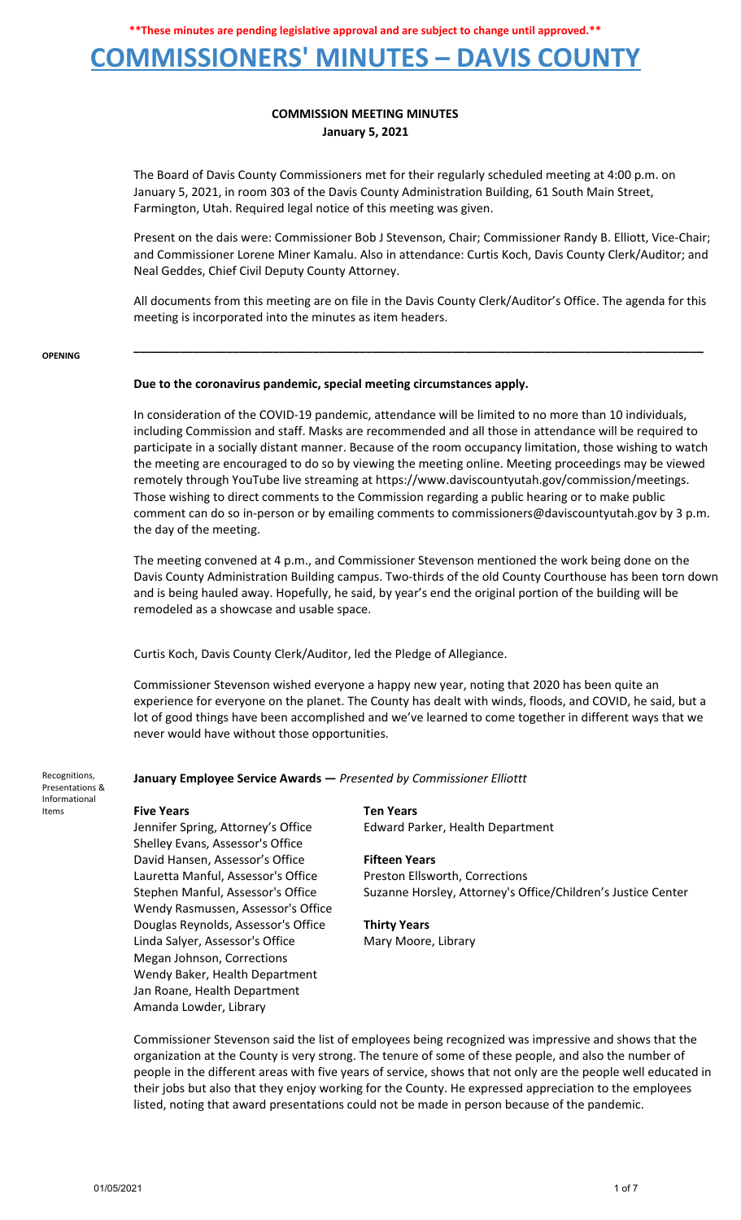**\*\*These minutes are pending legislative approval and are subject to change until approved.\*\***

# COMMISSIONERS' MINUTES – DAVIS COUNTY

## COMMISSION MEETING MINUTES
**January 5, 2021**

The Board of Davis County Commissioners met for their regularly scheduled meeting at 4:00 p.m. on January 5, 2021, in room 303 of the Davis County Administration Building, 61 South Main Street, Farmington, Utah. Required legal notice of this meeting was given.

Present on the dais were: Commissioner Bob J Stevenson, Chair; Commissioner Randy B. Elliott, Vice-Chair; and Commissioner Lorene Miner Kamalu. Also in attendance: Curtis Koch, Davis County Clerk/Auditor; and Neal Geddes, Chief Civil Deputy County Attorney.

All documents from this meeting are on file in the Davis County Clerk/Auditor's Office. The agenda for this meeting is incorporated into the minutes as item headers.

---

**OPENING**

**Due to the coronavirus pandemic, special meeting circumstances apply.**

In consideration of the COVID-19 pandemic, attendance will be limited to no more than 10 individuals, including Commission and staff. Masks are recommended and all those in attendance will be required to participate in a socially distant manner. Because of the room occupancy limitation, those wishing to watch the meeting are encouraged to do so by viewing the meeting online. Meeting proceedings may be viewed remotely through YouTube live streaming at https://www.daviscountyutah.gov/commission/meetings. Those wishing to direct comments to the Commission regarding a public hearing or to make public comment can do so in-person or by emailing comments to commissioners@daviscountyutah.gov by 3 p.m. the day of the meeting.

The meeting convened at 4 p.m., and Commissioner Stevenson mentioned the work being done on the Davis County Administration Building campus. Two-thirds of the old County Courthouse has been torn down and is being hauled away. Hopefully, he said, by year's end the original portion of the building will be remodeled as a showcase and usable space.

Curtis Koch, Davis County Clerk/Auditor, led the Pledge of Allegiance.

Commissioner Stevenson wished everyone a happy new year, noting that 2020 has been quite an experience for everyone on the planet. The County has dealt with winds, floods, and COVID, he said, but a lot of good things have been accomplished and we've learned to come together in different ways that we never would have without those opportunities.

**Recognitions, Presentations & Informational Items**

**January Employee Service Awards —** *Presented by Commissioner Elliott*

**Five Years**
Jennifer Spring, Attorney's Office
Shelley Evans, Assessor's Office
David Hansen, Assessor's Office
Lauretta Manful, Assessor's Office
Stephen Manful, Assessor's Office
Wendy Rasmussen, Assessor's Office
Douglas Reynolds, Assessor's Office
Linda Salyer, Assessor's Office
Megan Johnson, Corrections
Wendy Baker, Health Department
Jan Roane, Health Department
Amanda Lowder, Library

**Ten Years**
Edward Parker, Health Department

**Fifteen Years**
Preston Ellsworth, Corrections
Suzanne Horsley, Attorney's Office/Children's Justice Center

**Thirty Years**
Mary Moore, Library

Commissioner Stevenson said the list of employees being recognized was impressive and shows that the organization at the County is very strong. The tenure of some of these people, and also the number of people in the different areas with five years of service, shows that not only are the people well educated in their jobs but also that they enjoy working for the County. He expressed appreciation to the employees listed, noting that award presentations could not be made in person because of the pandemic.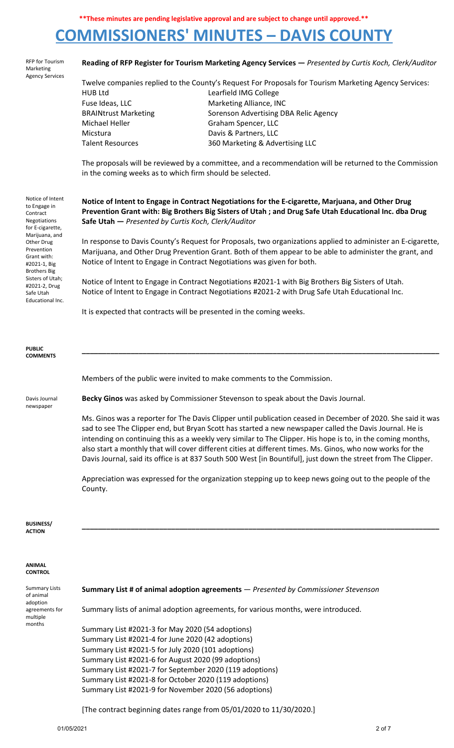**These minutes are pending legislative approval and are subject to change until approved.**

# COMMISSIONERS' MINUTES – DAVIS COUNTY

RFP for Tourism Marketing Agency Services

**Reading of RFP Register for Tourism Marketing Agency Services —** *Presented by Curtis Koch, Clerk/Auditor*

Twelve companies replied to the County's Request For Proposals for Tourism Marketing Agency Services:

| | |
|---|---|
| HUB Ltd | Learfield IMG College |
| Fuse Ideas, LLC | Marketing Alliance, INC |
| BRAINtrust Marketing | Sorenson Advertising DBA Relic Agency |
| Michael Heller | Graham Spencer, LLC |
| Micstura | Davis & Partners, LLC |
| Talent Resources | 360 Marketing & Advertising LLC |

The proposals will be reviewed by a committee, and a recommendation will be returned to the Commission in the coming weeks as to which firm should be selected.

Notice of Intent to Engage in Contract Negotiations for E-cigarette, Marijuana, and Other Drug Prevention Grant with: #2021-1, Big Brothers Big Sisters of Utah; #2021-2, Drug Safe Utah Educational Inc.

**Notice of Intent to Engage in Contract Negotiations for the E-cigarette, Marjuana, and Other Drug Prevention Grant with: Big Brothers Big Sisters of Utah ; and Drug Safe Utah Educational Inc. dba Drug Safe Utah —** *Presented by Curtis Koch, Clerk/Auditor*

In response to Davis County's Request for Proposals, two organizations applied to administer an E-cigarette, Marijuana, and Other Drug Prevention Grant. Both of them appear to be able to administer the grant, and Notice of Intent to Engage in Contract Negotiations was given for both.

Notice of Intent to Engage in Contract Negotiations #2021-1 with Big Brothers Big Sisters of Utah.
Notice of Intent to Engage in Contract Negotiations #2021-2 with Drug Safe Utah Educational Inc.

It is expected that contracts will be presented in the coming weeks.

## PUBLIC COMMENTS

---

Members of the public were invited to make comments to the Commission.

Davis Journal newspaper

**Becky Ginos** was asked by Commissioner Stevenson to speak about the Davis Journal.

Ms. Ginos was a reporter for The Davis Clipper until publication ceased in December of 2020. She said it was sad to see The Clipper end, but Bryan Scott has started a new newspaper called the Davis Journal. He is intending on continuing this as a weekly very similar to The Clipper. His hope is to, in the coming months, also start a monthly that will cover different cities at different times. Ms. Ginos, who now works for the Davis Journal, said its office is at 837 South 500 West [in Bountiful], just down the street from The Clipper.

Appreciation was expressed for the organization stepping up to keep news going out to the people of the County.

## BUSINESS/ ACTION

---

### ANIMAL CONTROL

Summary Lists of animal adoption agreements for multiple months

**Summary List # of animal adoption agreements** — *Presented by Commissioner Stevenson*

Summary lists of animal adoption agreements, for various months, were introduced.

Summary List #2021-3 for May 2020 (54 adoptions)
Summary List #2021-4 for June 2020 (42 adoptions)
Summary List #2021-5 for July 2020 (101 adoptions)
Summary List #2021-6 for August 2020 (99 adoptions)
Summary List #2021-7 for September 2020 (119 adoptions)
Summary List #2021-8 for October 2020 (119 adoptions)
Summary List #2021-9 for November 2020 (56 adoptions)

[The contract beginning dates range from 05/01/2020 to 11/30/2020.]

01/05/2021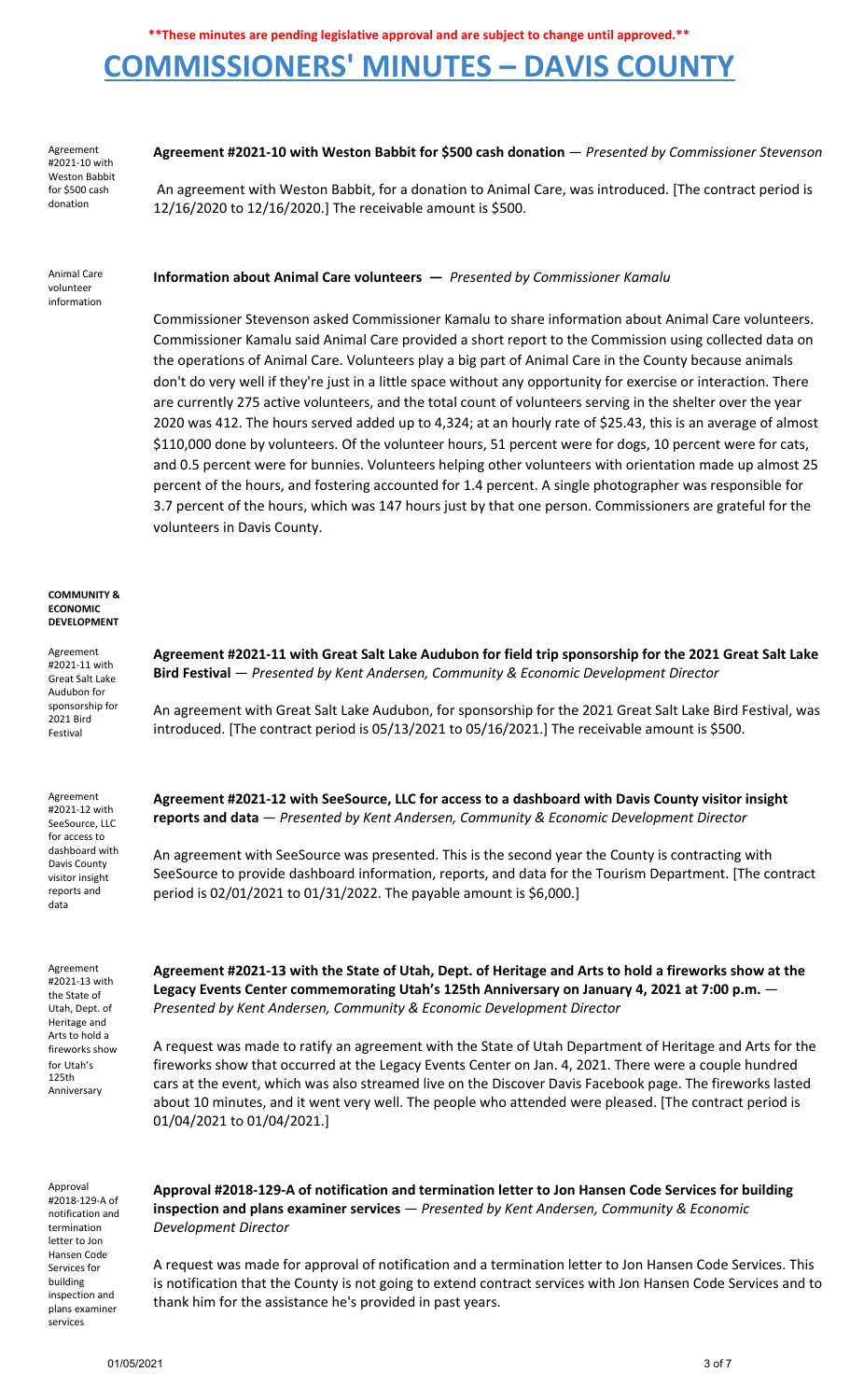**\*\*These minutes are pending legislative approval and are subject to change until approved.\*\***

# COMMISSIONERS' MINUTES – DAVIS COUNTY

Agreement #2021-10 with Weston Babbit for $500 cash donation

**Agreement #2021-10 with Weston Babbit for $500 cash donation** — *Presented by Commissioner Stevenson*

An agreement with Weston Babbit, for a donation to Animal Care, was introduced. [The contract period is 12/16/2020 to 12/16/2020.] The receivable amount is $500.

Animal Care volunteer information

**Information about Animal Care volunteers —** *Presented by Commissioner Kamalu*

Commissioner Stevenson asked Commissioner Kamalu to share information about Animal Care volunteers. Commissioner Kamalu said Animal Care provided a short report to the Commission using collected data on the operations of Animal Care. Volunteers play a big part of Animal Care in the County because animals don't do very well if they're just in a little space without any opportunity for exercise or interaction. There are currently 275 active volunteers, and the total count of volunteers serving in the shelter over the year 2020 was 412. The hours served added up to 4,324; at an hourly rate of $25.43, this is an average of almost $110,000 done by volunteers. Of the volunteer hours, 51 percent were for dogs, 10 percent were for cats, and 0.5 percent were for bunnies. Volunteers helping other volunteers with orientation made up almost 25 percent of the hours, and fostering accounted for 1.4 percent. A single photographer was responsible for 3.7 percent of the hours, which was 147 hours just by that one person. Commissioners are grateful for the volunteers in Davis County.

**COMMUNITY & ECONOMIC DEVELOPMENT**

Agreement #2021-11 with Great Salt Lake Audubon for sponsorship for 2021 Bird Festival

**Agreement #2021-11 with Great Salt Lake Audubon for field trip sponsorship for the 2021 Great Salt Lake Bird Festival** — *Presented by Kent Andersen, Community & Economic Development Director*

An agreement with Great Salt Lake Audubon, for sponsorship for the 2021 Great Salt Lake Bird Festival, was introduced. [The contract period is 05/13/2021 to 05/16/2021.] The receivable amount is $500.

Agreement #2021-12 with SeeSource, LLC for access to dashboard with Davis County visitor insight reports and data

**Agreement #2021-12 with SeeSource, LLC for access to a dashboard with Davis County visitor insight reports and data** — *Presented by Kent Andersen, Community & Economic Development Director*

An agreement with SeeSource was presented. This is the second year the County is contracting with SeeSource to provide dashboard information, reports, and data for the Tourism Department. [The contract period is 02/01/2021 to 01/31/2022. The payable amount is $6,000.]

Agreement #2021-13 with the State of Utah, Dept. of Heritage and Arts to hold a fireworks show for Utah's 125th Anniversary

**Agreement #2021-13 with the State of Utah, Dept. of Heritage and Arts to hold a fireworks show at the Legacy Events Center commemorating Utah's 125th Anniversary on January 4, 2021 at 7:00 p.m.** — *Presented by Kent Andersen, Community & Economic Development Director*

A request was made to ratify an agreement with the State of Utah Department of Heritage and Arts for the fireworks show that occurred at the Legacy Events Center on Jan. 4, 2021. There were a couple hundred cars at the event, which was also streamed live on the Discover Davis Facebook page. The fireworks lasted about 10 minutes, and it went very well. The people who attended were pleased. [The contract period is 01/04/2021 to 01/04/2021.]

Approval #2018-129-A of notification and termination letter to Jon Hansen Code Services for building inspection and plans examiner services

**Approval #2018-129-A of notification and termination letter to Jon Hansen Code Services for building inspection and plans examiner services** — *Presented by Kent Andersen, Community & Economic Development Director*

A request was made for approval of notification and a termination letter to Jon Hansen Code Services. This is notification that the County is not going to extend contract services with Jon Hansen Code Services and to thank him for the assistance he's provided in past years.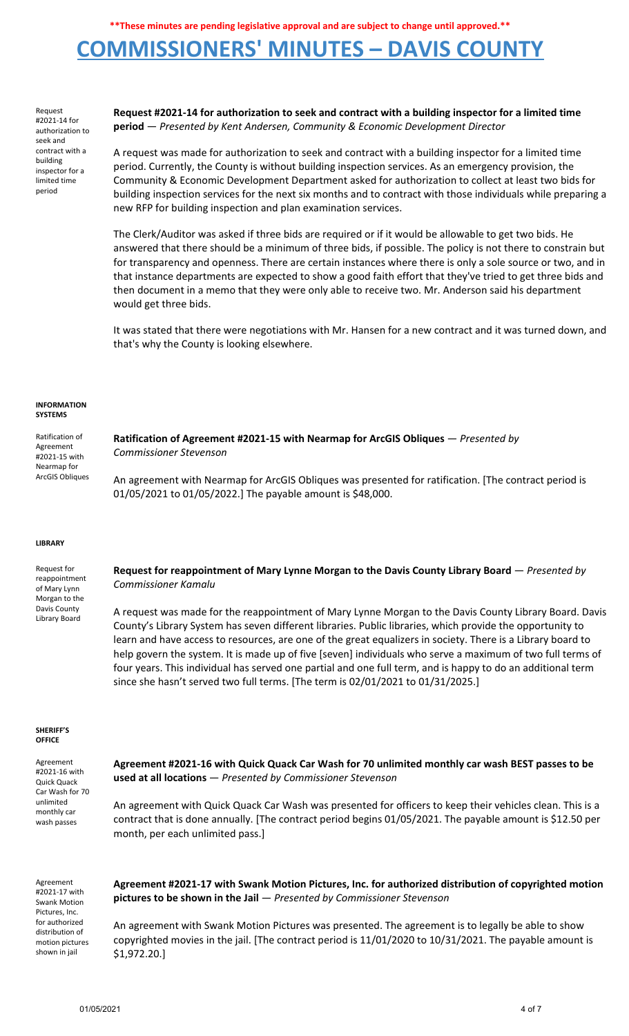**\*\*These minutes are pending legislative approval and are subject to change until approved.\*\***

# COMMISSIONERS' MINUTES – DAVIS COUNTY

Request #2021-14 for authorization to seek and contract with a building inspector for a limited time period

**Request #2021-14 for authorization to seek and contract with a building inspector for a limited time period** — *Presented by Kent Andersen, Community & Economic Development Director*

A request was made for authorization to seek and contract with a building inspector for a limited time period. Currently, the County is without building inspection services. As an emergency provision, the Community & Economic Development Department asked for authorization to collect at least two bids for building inspection services for the next six months and to contract with those individuals while preparing a new RFP for building inspection and plan examination services.

The Clerk/Auditor was asked if three bids are required or if it would be allowable to get two bids. He answered that there should be a minimum of three bids, if possible. The policy is not there to constrain but for transparency and openness. There are certain instances where there is only a sole source or two, and in that instance departments are expected to show a good faith effort that they've tried to get three bids and then document in a memo that they were only able to receive two. Mr. Anderson said his department would get three bids.

It was stated that there were negotiations with Mr. Hansen for a new contract and it was turned down, and that's why the County is looking elsewhere.

**INFORMATION SYSTEMS**

Ratification of Agreement #2021-15 with Nearmap for ArcGIS Obliques

**Ratification of Agreement #2021-15 with Nearmap for ArcGIS Obliques** — *Presented by Commissioner Stevenson*

An agreement with Nearmap for ArcGIS Obliques was presented for ratification. [The contract period is 01/05/2021 to 01/05/2022.] The payable amount is $48,000.

**LIBRARY**

Request for reappointment of Mary Lynn Morgan to the Davis County Library Board

**Request for reappointment of Mary Lynne Morgan to the Davis County Library Board** — *Presented by Commissioner Kamalu*

A request was made for the reappointment of Mary Lynne Morgan to the Davis County Library Board. Davis County's Library System has seven different libraries. Public libraries, which provide the opportunity to learn and have access to resources, are one of the great equalizers in society. There is a Library board to help govern the system. It is made up of five [seven] individuals who serve a maximum of two full terms of four years. This individual has served one partial and one full term, and is happy to do an additional term since she hasn't served two full terms. [The term is 02/01/2021 to 01/31/2025.]

**SHERIFF'S OFFICE**

Agreement #2021-16 with Quick Quack Car Wash for 70 unlimited monthly car wash passes

**Agreement #2021-16 with Quick Quack Car Wash for 70 unlimited monthly car wash BEST passes to be used at all locations** — *Presented by Commissioner Stevenson*

An agreement with Quick Quack Car Wash was presented for officers to keep their vehicles clean. This is a contract that is done annually. [The contract period begins 01/05/2021. The payable amount is $12.50 per month, per each unlimited pass.]

Agreement #2021-17 with Swank Motion Pictures, Inc. for authorized distribution of motion pictures shown in jail

**Agreement #2021-17 with Swank Motion Pictures, Inc. for authorized distribution of copyrighted motion pictures to be shown in the Jail** — *Presented by Commissioner Stevenson*

An agreement with Swank Motion Pictures was presented. The agreement is to legally be able to show copyrighted movies in the jail. [The contract period is 11/01/2020 to 10/31/2021. The payable amount is $1,972.20.]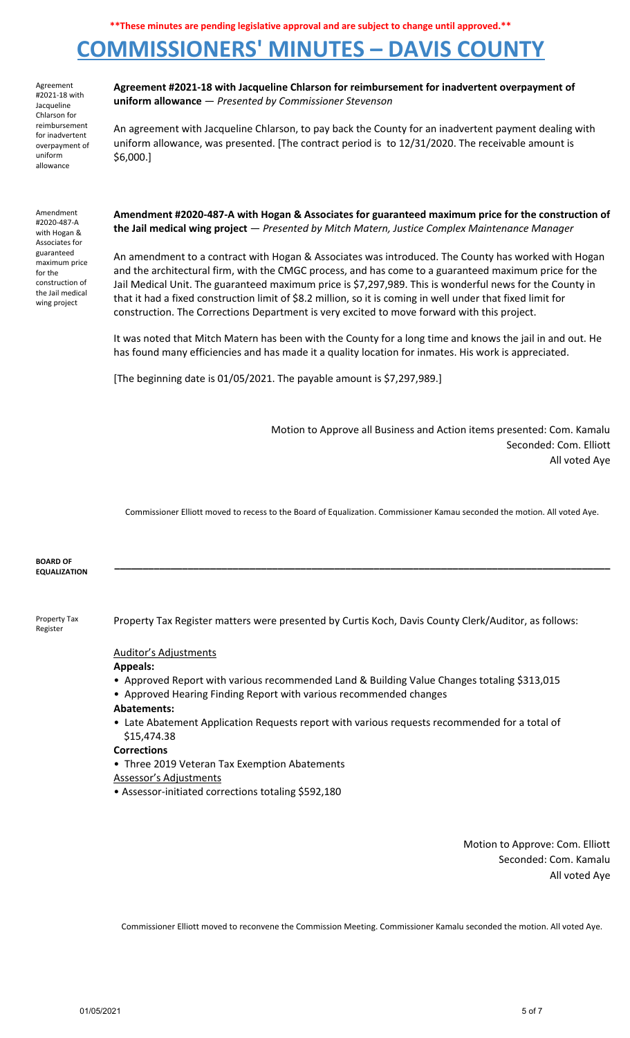**Agreement #2021-18 with Jacqueline Chlarson for reimbursement for inadvertent overpayment of uniform allowance** — *Presented by Commissioner Stevenson*

An agreement with Jacqueline Chlarson, to pay back the County for an inadvertent payment dealing with uniform allowance, was presented. [The contract period is to 12/31/2020. The receivable amount is $6,000.]

**Amendment #2020-487-A with Hogan & Associates for guaranteed maximum price for the construction of the Jail medical wing project** — *Presented by Mitch Matern, Justice Complex Maintenance Manager*

An amendment to a contract with Hogan & Associates was introduced. The County has worked with Hogan and the architectural firm, with the CMGC process, and has come to a guaranteed maximum price for the Jail Medical Unit. The guaranteed maximum price is $7,297,989. This is wonderful news for the County in that it had a fixed construction limit of $8.2 million, so it is coming in well under that fixed limit for construction. The Corrections Department is very excited to move forward with this project.

It was noted that Mitch Matern has been with the County for a long time and knows the jail in and out. He has found many efficiencies and has made it a quality location for inmates. His work is appreciated.

[The beginning date is 01/05/2021. The payable amount is $7,297,989.]

Motion to Approve all Business and Action items presented: Com. Kamalu
Seconded: Com. Elliott
All voted Aye

Commissioner Elliott moved to recess to the Board of Equalization. Commissioner Kamalu seconded the motion. All voted Aye.

## BOARD OF EQUALIZATION

**Property Tax Register**

Property Tax Register matters were presented by Curtis Koch, Davis County Clerk/Auditor, as follows:

Auditor's Adjustments

**Appeals:**

- Approved Report with various recommended Land & Building Value Changes totaling $313,015
- Approved Hearing Finding Report with various recommended changes

**Abatements:**

- Late Abatement Application Requests report with various requests recommended for a total of $15,474.38

**Corrections**

- Three 2019 Veteran Tax Exemption Abatements

Assessor's Adjustments

- Assessor-initiated corrections totaling $592,180

Motion to Approve: Com. Elliott
Seconded: Com. Kamalu
All voted Aye

Commissioner Elliott moved to reconvene the Commission Meeting. Commissioner Kamalu seconded the motion. All voted Aye.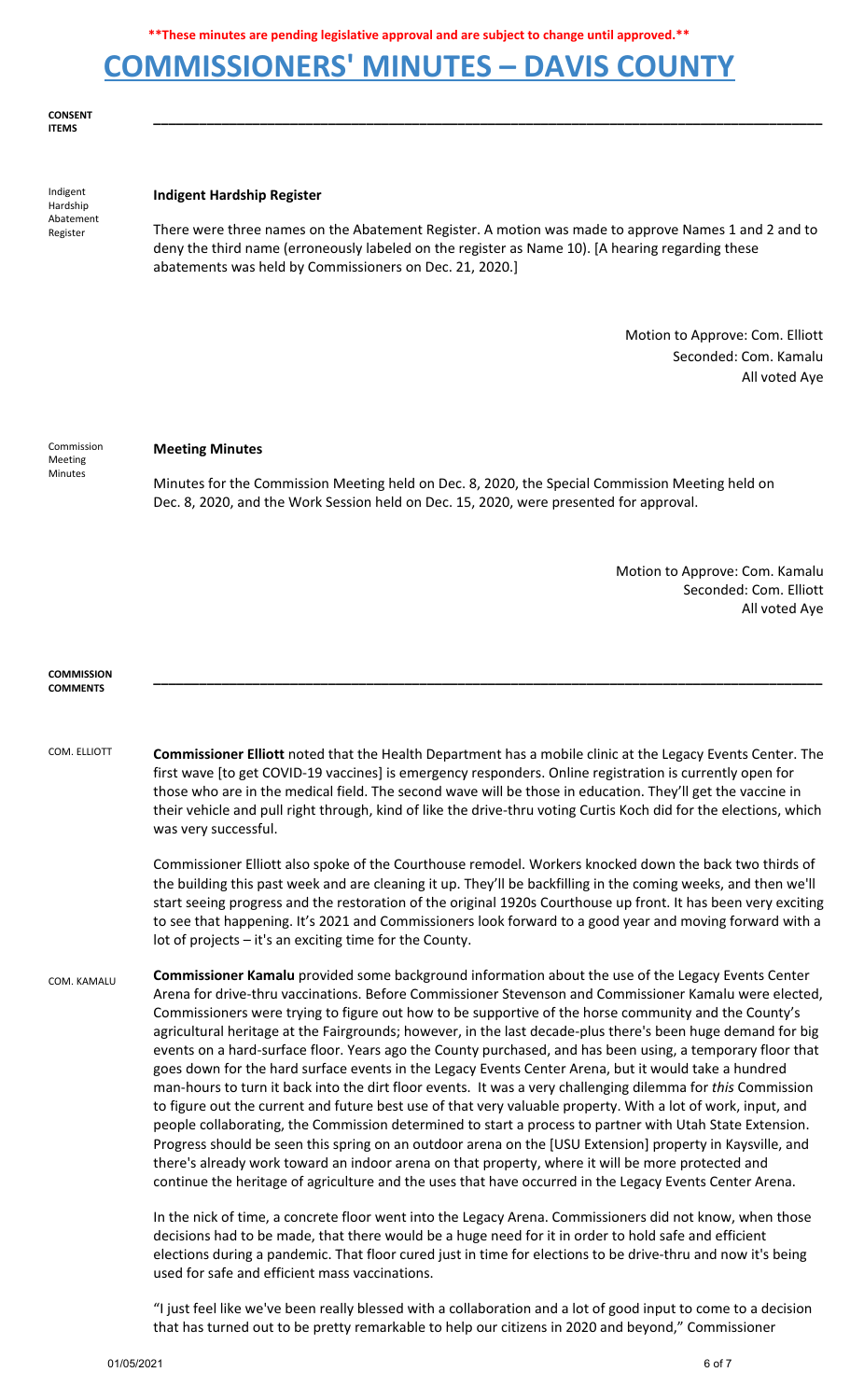**\*\*These minutes are pending legislative approval and are subject to change until approved.\*\***

# COMMISSIONERS' MINUTES – DAVIS COUNTY

**CONSENT ITEMS**

---

Indigent Hardship Abatement Register

**Indigent Hardship Register**

There were three names on the Abatement Register. A motion was made to approve Names 1 and 2 and to deny the third name (erroneously labeled on the register as Name 10). [A hearing regarding these abatements was held by Commissioners on Dec. 21, 2020.]

Motion to Approve: Com. Elliott
Seconded: Com. Kamalu
All voted Aye

Commission Meeting Minutes

**Meeting Minutes**

Minutes for the Commission Meeting held on Dec. 8, 2020, the Special Commission Meeting held on Dec. 8, 2020, and the Work Session held on Dec. 15, 2020, were presented for approval.

Motion to Approve: Com. Kamalu
Seconded: Com. Elliott
All voted Aye

**COMMISSION COMMENTS**

---

COM. ELLIOTT

**Commissioner Elliott** noted that the Health Department has a mobile clinic at the Legacy Events Center. The first wave [to get COVID-19 vaccines] is emergency responders. Online registration is currently open for those who are in the medical field. The second wave will be those in education. They'll get the vaccine in their vehicle and pull right through, kind of like the drive-thru voting Curtis Koch did for the elections, which was very successful.

Commissioner Elliott also spoke of the Courthouse remodel. Workers knocked down the back two thirds of the building this past week and are cleaning it up. They'll be backfilling in the coming weeks, and then we'll start seeing progress and the restoration of the original 1920s Courthouse up front. It has been very exciting to see that happening. It's 2021 and Commissioners look forward to a good year and moving forward with a lot of projects – it's an exciting time for the County.

COM. KAMALU

**Commissioner Kamalu** provided some background information about the use of the Legacy Events Center Arena for drive-thru vaccinations. Before Commissioner Stevenson and Commissioner Kamalu were elected, Commissioners were trying to figure out how to be supportive of the horse community and the County's agricultural heritage at the Fairgrounds; however, in the last decade-plus there's been huge demand for big events on a hard-surface floor. Years ago the County purchased, and has been using, a temporary floor that goes down for the hard surface events in the Legacy Events Center Arena, but it would take a hundred man-hours to turn it back into the dirt floor events. It was a very challenging dilemma for *this* Commission to figure out the current and future best use of that very valuable property. With a lot of work, input, and people collaborating, the Commission determined to start a process to partner with Utah State Extension. Progress should be seen this spring on an outdoor arena on the [USU Extension] property in Kaysville, and there's already work toward an indoor arena on that property, where it will be more protected and continue the heritage of agriculture and the uses that have occurred in the Legacy Events Center Arena.

In the nick of time, a concrete floor went into the Legacy Arena. Commissioners did not know, when those decisions had to be made, that there would be a huge need for it in order to hold safe and efficient elections during a pandemic. That floor cured just in time for elections to be drive-thru and now it's being used for safe and efficient mass vaccinations.

"I just feel like we've been really blessed with a collaboration and a lot of good input to come to a decision that has turned out to be pretty remarkable to help our citizens in 2020 and beyond," Commissioner

01/05/2021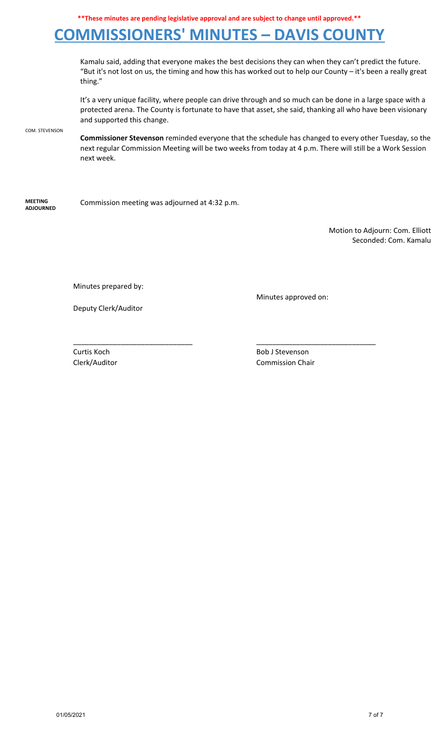Kamalu said, adding that everyone makes the best decisions they can when they can't predict the future. "But it's not lost on us, the timing and how this has worked out to help our County – it's been a really great thing."

It's a very unique facility, where people can drive through and so much can be done in a large space with a protected arena. The County is fortunate to have that asset, she said, thanking all who have been visionary and supported this change.

COM. STEVENSON

**Commissioner Stevenson** reminded everyone that the schedule has changed to every other Tuesday, so the next regular Commission Meeting will be two weeks from today at 4 p.m. There will still be a Work Session next week.

**MEETING ADJOURNED**

Commission meeting was adjourned at 4:32 p.m.

Motion to Adjourn: Com. Elliott
Seconded: Com. Kamalu

Minutes prepared by:

Deputy Clerk/Auditor

Minutes approved on:

\_\_\_\_\_\_\_\_\_\_\_\_\_\_\_\_\_\_\_\_\_\_\_\_\_\_\_\_\_\_

Curtis Koch
Clerk/Auditor

\_\_\_\_\_\_\_\_\_\_\_\_\_\_\_\_\_\_\_\_\_\_\_\_\_\_\_\_\_\_

Bob J Stevenson
Commission Chair